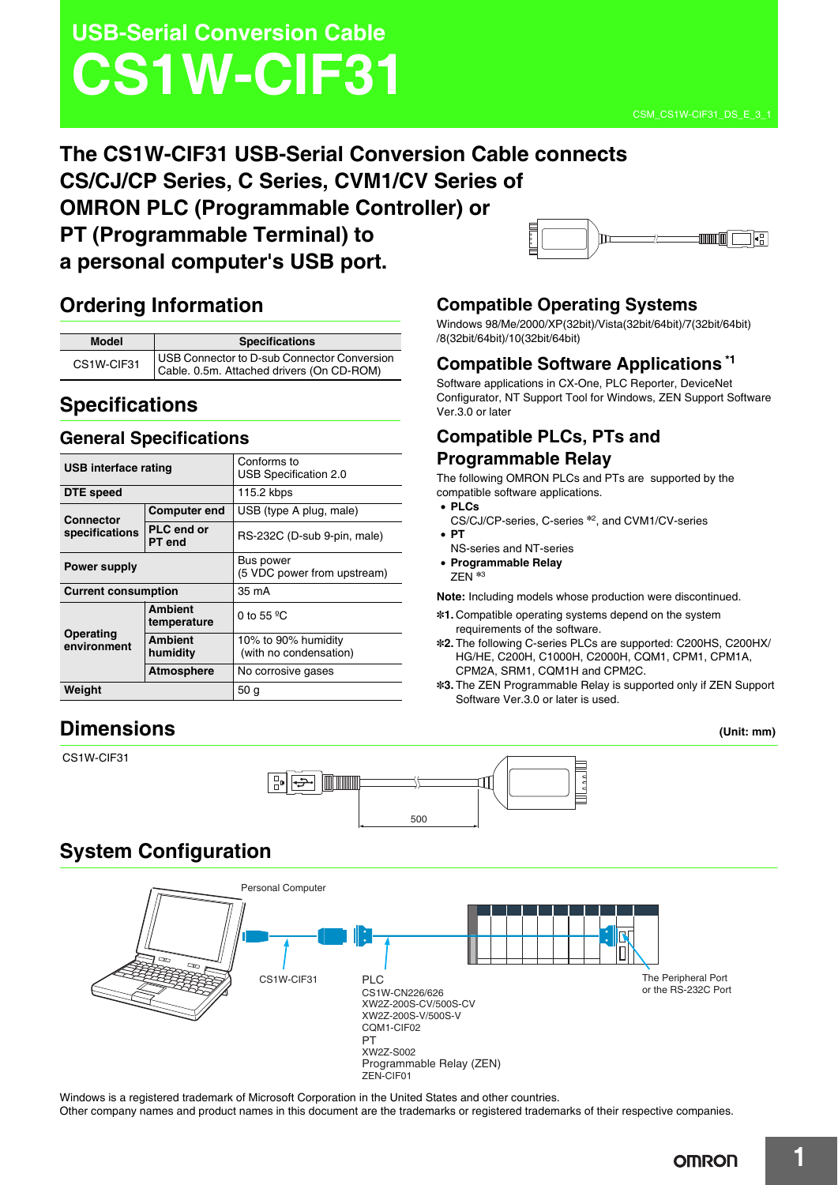# USB-Serial Conversion Cable
# CS1W-CIF31

CSM_CS1W-CIF31_DS_E_3_1

## The CS1W-CIF31 USB-Serial Conversion Cable connects CS/CJ/CP Series, C Series, CVM1/CV Series of OMRON PLC (Programmable Controller) or PT (Programmable Terminal) to a personal computer's USB port.

## Ordering Information

| Model | Specifications |
|---|---|
| CS1W-CIF31 | USB Connector to D-sub Connector Conversion Cable. 0.5m. Attached drivers (On CD-ROM) |

## Specifications

### General Specifications

| | | |
|---|---|---|
| USB interface rating | | Conforms to USB Specification 2.0 |
| DTE speed | | 115.2 kbps |
| Connector specifications | Computer end | USB (type A plug, male) |
| | PLC end or PT end | RS-232C (D-sub 9-pin, male) |
| Power supply | | Bus power (5 VDC power from upstream) |
| Current consumption | | 35 mA |
| Operating environment | Ambient temperature | 0 to 55 ºC |
| | Ambient humidity | 10% to 90% humidity (with no condensation) |
| | Atmosphere | No corrosive gases |
| Weight | | 50 g |

## Compatible Operating Systems

Windows 98/Me/2000/XP(32bit)/Vista(32bit/64bit)/7(32bit/64bit)/8(32bit/64bit)/10(32bit/64bit)

## Compatible Software Applications [*1]

Software applications in CX-One, PLC Reporter, DeviceNet Configurator, NT Support Tool for Windows, ZEN Support Software Ver.3.0 or later

## Compatible PLCs, PTs and Programmable Relay

The following OMRON PLCs and PTs are supported by the compatible software applications.

- **PLCs**
  CS/CJ/CP-series, C-series [*2], and CVM1/CV-series
- **PT**
  NS-series and NT-series
- **Programmable Relay**
  ZEN [*3]

**Note:** Including models whose production were discontinued.

*1. Compatible operating systems depend on the system requirements of the software.
*2. The following C-series PLCs are supported: C200HS, C200HX/HG/HE, C200H, C1000H, C2000H, CQM1, CPM1, CPM1A, CPM2A, SRM1, CQM1H and CPM2C.
*3. The ZEN Programmable Relay is supported only if ZEN Support Software Ver.3.0 or later is used.

## Dimensions

(Unit: mm)

CS1W-CIF31

500

## System Configuration

Personal Computer

CS1W-CIF31

PLC
CS1W-CN226/626
XW2Z-200S-CV/500S-CV
XW2Z-200S-V/500S-V
CQM1-CIF02
PT
XW2Z-S002
Programmable Relay (ZEN)
ZEN-CIF01

The Peripheral Port or the RS-232C Port

Windows is a registered trademark of Microsoft Corporation in the United States and other countries.
Other company names and product names in this document are the trademarks or registered trademarks of their respective companies.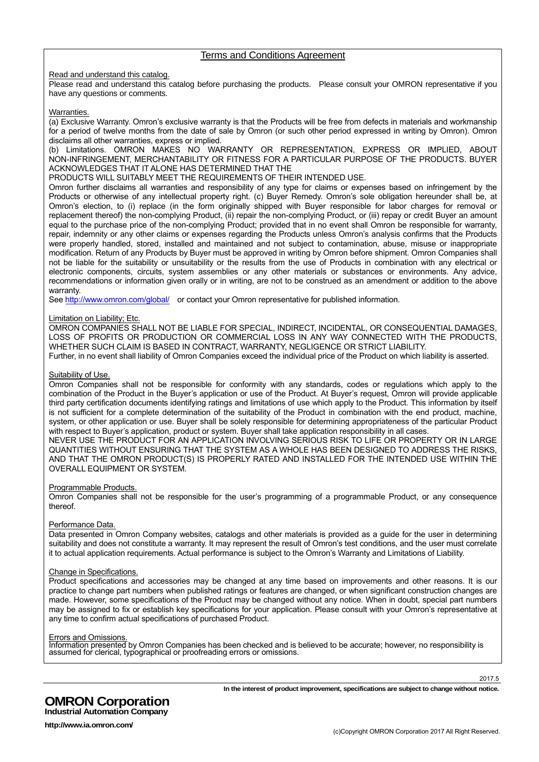# Terms and Conditions Agreement

## Read and understand this catalog.

Please read and understand this catalog before purchasing the products. Please consult your OMRON representative if you have any questions or comments.

## Warranties.

(a) Exclusive Warranty. Omron's exclusive warranty is that the Products will be free from defects in materials and workmanship for a period of twelve months from the date of sale by Omron (or such other period expressed in writing by Omron). Omron disclaims all other warranties, express or implied.

(b) Limitations. OMRON MAKES NO WARRANTY OR REPRESENTATION, EXPRESS OR IMPLIED, ABOUT NON-INFRINGEMENT, MERCHANTABILITY OR FITNESS FOR A PARTICULAR PURPOSE OF THE PRODUCTS. BUYER ACKNOWLEDGES THAT IT ALONE HAS DETERMINED THAT THE PRODUCTS WILL SUITABLY MEET THE REQUIREMENTS OF THEIR INTENDED USE.

Omron further disclaims all warranties and responsibility of any type for claims or expenses based on infringement by the Products or otherwise of any intellectual property right. (c) Buyer Remedy. Omron's sole obligation hereunder shall be, at Omron's election, to (i) replace (in the form originally shipped with Buyer responsible for labor charges for removal or replacement thereof) the non-complying Product, (ii) repair the non-complying Product, or (iii) repay or credit Buyer an amount equal to the purchase price of the non-complying Product; provided that in no event shall Omron be responsible for warranty, repair, indemnity or any other claims or expenses regarding the Products unless Omron's analysis confirms that the Products were properly handled, stored, installed and maintained and not subject to contamination, abuse, misuse or inappropriate modification. Return of any Products by Buyer must be approved in writing by Omron before shipment. Omron Companies shall not be liable for the suitability or unsuitability or the results from the use of Products in combination with any electrical or electronic components, circuits, system assemblies or any other materials or substances or environments. Any advice, recommendations or information given orally or in writing, are not to be construed as an amendment or addition to the above warranty.

See http://www.omron.com/global/ or contact your Omron representative for published information.

## Limitation on Liability; Etc.

OMRON COMPANIES SHALL NOT BE LIABLE FOR SPECIAL, INDIRECT, INCIDENTAL, OR CONSEQUENTIAL DAMAGES, LOSS OF PROFITS OR PRODUCTION OR COMMERCIAL LOSS IN ANY WAY CONNECTED WITH THE PRODUCTS, WHETHER SUCH CLAIM IS BASED IN CONTRACT, WARRANTY, NEGLIGENCE OR STRICT LIABILITY.

Further, in no event shall liability of Omron Companies exceed the individual price of the Product on which liability is asserted.

## Suitability of Use.

Omron Companies shall not be responsible for conformity with any standards, codes or regulations which apply to the combination of the Product in the Buyer's application or use of the Product. At Buyer's request, Omron will provide applicable third party certification documents identifying ratings and limitations of use which apply to the Product. This information by itself is not sufficient for a complete determination of the suitability of the Product in combination with the end product, machine, system, or other application or use. Buyer shall be solely responsible for determining appropriateness of the particular Product with respect to Buyer's application, product or system. Buyer shall take application responsibility in all cases.

NEVER USE THE PRODUCT FOR AN APPLICATION INVOLVING SERIOUS RISK TO LIFE OR PROPERTY OR IN LARGE QUANTITIES WITHOUT ENSURING THAT THE SYSTEM AS A WHOLE HAS BEEN DESIGNED TO ADDRESS THE RISKS, AND THAT THE OMRON PRODUCT(S) IS PROPERLY RATED AND INSTALLED FOR THE INTENDED USE WITHIN THE OVERALL EQUIPMENT OR SYSTEM.

## Programmable Products.

Omron Companies shall not be responsible for the user's programming of a programmable Product, or any consequence thereof.

## Performance Data.

Data presented in Omron Company websites, catalogs and other materials is provided as a guide for the user in determining suitability and does not constitute a warranty. It may represent the result of Omron's test conditions, and the user must correlate it to actual application requirements. Actual performance is subject to the Omron's Warranty and Limitations of Liability.

## Change in Specifications.

Product specifications and accessories may be changed at any time based on improvements and other reasons. It is our practice to change part numbers when published ratings or features are changed, or when significant construction changes are made. However, some specifications of the Product may be changed without any notice. When in doubt, special part numbers may be assigned to fix or establish key specifications for your application. Please consult with your Omron's representative at any time to confirm actual specifications of purchased Product.

## Errors and Omissions.

Information presented by Omron Companies has been checked and is believed to be accurate; however, no responsibility is assumed for clerical, typographical or proofreading errors or omissions.

2017.5

**In the interest of product improvement, specifications are subject to change without notice.**

**OMRON Corporation**
**Industrial Automation Company**

**http://www.ia.omron.com/**

(c)Copyright OMRON Corporation 2017 All Right Reserved.